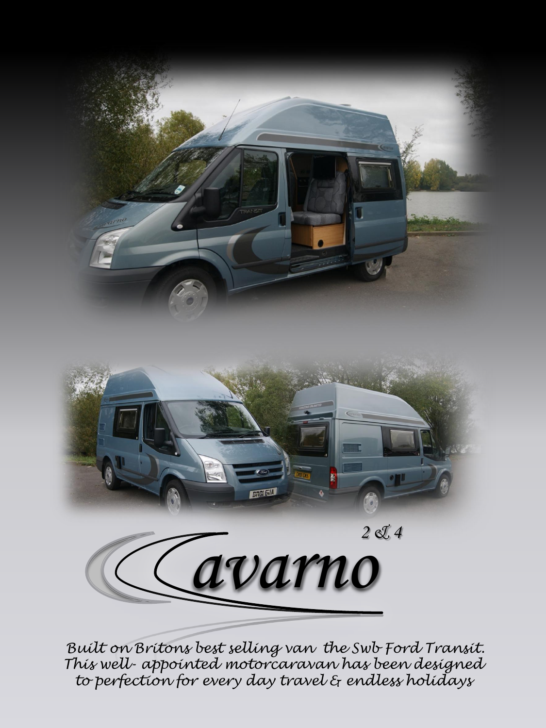2 & 4

# Cavarno

*Built on Britons best selling van the Swb Ford Transit. This well- appointed motorcaravan has been designed to perfection for every day travel & endless holidays*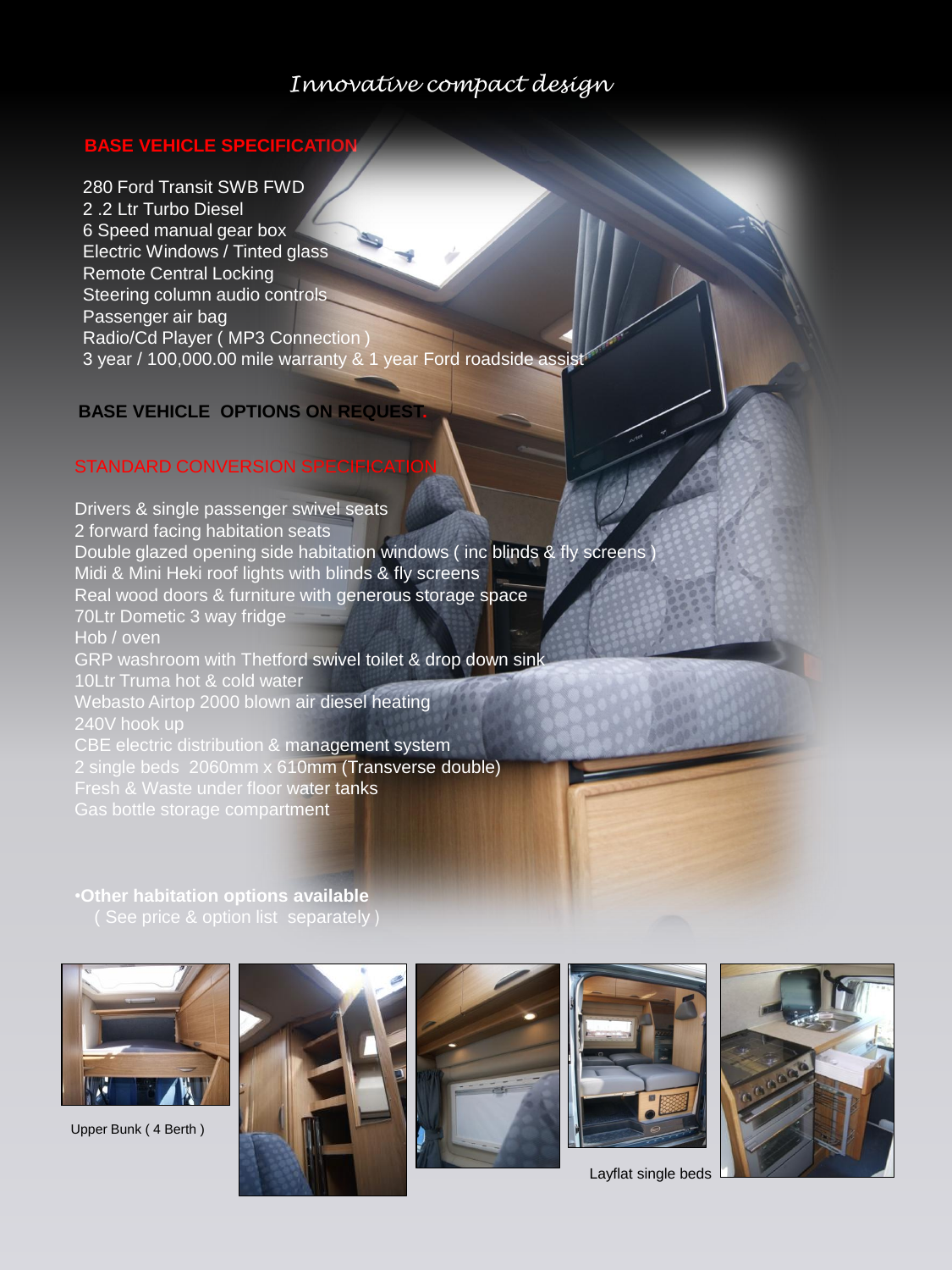*Innovative compact design*

## BASE VEHICLE SPECIFICATION

280 Ford Transit SWB FWD
2 .2 Ltr Turbo Diesel
6 Speed manual gear box
Electric Windows / Tinted glass
Remote Central Locking
Steering column audio controls
Passenger air bag
Radio/Cd Player ( MP3 Connection )
3 year / 100,000.00 mile warranty & 1 year Ford roadside assist

## BASE VEHICLE OPTIONS ON REQUEST.

## STANDARD CONVERSION SPECIFICATION

Drivers & single passenger swivel seats
2 forward facing habitation seats
Double glazed opening side habitation windows ( inc blinds & fly screens )
Midi & Mini Heki roof lights with blinds & fly screens
Real wood doors & furniture with generous storage space
70Ltr Dometic 3 way fridge
Hob / oven
GRP washroom with Thetford swivel toilet & drop down sink
10Ltr Truma hot & cold water
Webasto Airtop 2000 blown air diesel heating
240V hook up
CBE electric distribution & management system
2 single beds 2060mm x 610mm (Transverse double)
Fresh & Waste under floor water tanks
Gas bottle storage compartment

- **Other habitation options available**
  ( See price & option list separately )

Upper Bunk ( 4 Berth )

Layflat single beds